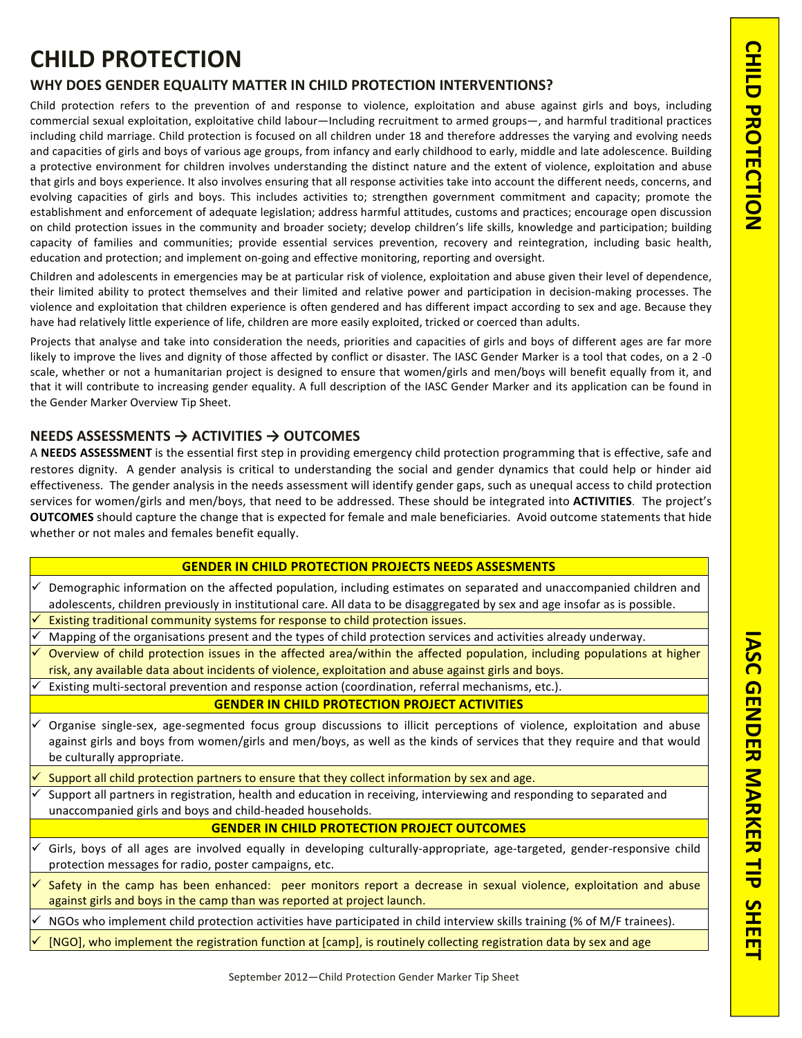# CHILD PROTECTION

## WHY DOES GENDER EQUALITY MATTER IN CHILD PROTECTION INTERVENTIONS?

Child protection refers to the prevention of and response to violence, exploitation and abuse against girls and boys, including commercial sexual exploitation, exploitative child labour—Including recruitment to armed groups—, and harmful traditional practices including child marriage. Child protection is focused on all children under 18 and therefore addresses the varying and evolving needs and capacities of girls and boys of various age groups, from infancy and early childhood to early, middle and late adolescence. Building a protective environment for children involves understanding the distinct nature and the extent of violence, exploitation and abuse that girls and boys experience. It also involves ensuring that all response activities take into account the different needs, concerns, and evolving capacities of girls and boys. This includes activities to; strengthen government commitment and capacity; promote the establishment and enforcement of adequate legislation; address harmful attitudes, customs and practices; encourage open discussion on child protection issues in the community and broader society; develop children's life skills, knowledge and participation; building capacity of families and communities; provide essential services prevention, recovery and reintegration, including basic health, education and protection; and implement on-going and effective monitoring, reporting and oversight.

Children and adolescents in emergencies may be at particular risk of violence, exploitation and abuse given their level of dependence, their limited ability to protect themselves and their limited and relative power and participation in decision-making processes. The violence and exploitation that children experience is often gendered and has different impact according to sex and age. Because they have had relatively little experience of life, children are more easily exploited, tricked or coerced than adults.

Projects that analyse and take into consideration the needs, priorities and capacities of girls and boys of different ages are far more likely to improve the lives and dignity of those affected by conflict or disaster. The IASC Gender Marker is a tool that codes, on a 2 -0 scale, whether or not a humanitarian project is designed to ensure that women/girls and men/boys will benefit equally from it, and that it will contribute to increasing gender equality. A full description of the IASC Gender Marker and its application can be found in the Gender Marker Overview Tip Sheet.

## NEEDS ASSESSMENTS → ACTIVITIES → OUTCOMES

A **NEEDS ASSESSMENT** is the essential first step in providing emergency child protection programming that is effective, safe and restores dignity. A gender analysis is critical to understanding the social and gender dynamics that could help or hinder aid effectiveness. The gender analysis in the needs assessment will identify gender gaps, such as unequal access to child protection services for women/girls and men/boys, that need to be addressed. These should be integrated into **ACTIVITIES**. The project's **OUTCOMES** should capture the change that is expected for female and male beneficiaries. Avoid outcome statements that hide whether or not males and females benefit equally.

| GENDER IN CHILD PROTECTION PROJECTS NEEDS ASSESMENTS |
|---|
| ✓ Demographic information on the affected population, including estimates on separated and unaccompanied children and adolescents, children previously in institutional care. All data to be disaggregated by sex and age insofar as is possible. |
| ✓ Existing traditional community systems for response to child protection issues. |
| ✓ Mapping of the organisations present and the types of child protection services and activities already underway. |
| ✓ Overview of child protection issues in the affected area/within the affected population, including populations at higher risk, any available data about incidents of violence, exploitation and abuse against girls and boys. |
| ✓ Existing multi-sectoral prevention and response action (coordination, referral mechanisms, etc.). |
| **GENDER IN CHILD PROTECTION PROJECT ACTIVITIES** |
| ✓ Organise single-sex, age-segmented focus group discussions to illicit perceptions of violence, exploitation and abuse against girls and boys from women/girls and men/boys, as well as the kinds of services that they require and that would be culturally appropriate. |
| ✓ Support all child protection partners to ensure that they collect information by sex and age. |
| ✓ Support all partners in registration, health and education in receiving, interviewing and responding to separated and unaccompanied girls and boys and child-headed households. |
| **GENDER IN CHILD PROTECTION PROJECT OUTCOMES** |
| ✓ Girls, boys of all ages are involved equally in developing culturally-appropriate, age-targeted, gender-responsive child protection messages for radio, poster campaigns, etc. |
| ✓ Safety in the camp has been enhanced: peer monitors report a decrease in sexual violence, exploitation and abuse against girls and boys in the camp than was reported at project launch. |
| ✓ NGOs who implement child protection activities have participated in child interview skills training (% of M/F trainees). |
| ✓ [NGO], who implement the registration function at [camp], is routinely collecting registration data by sex and age |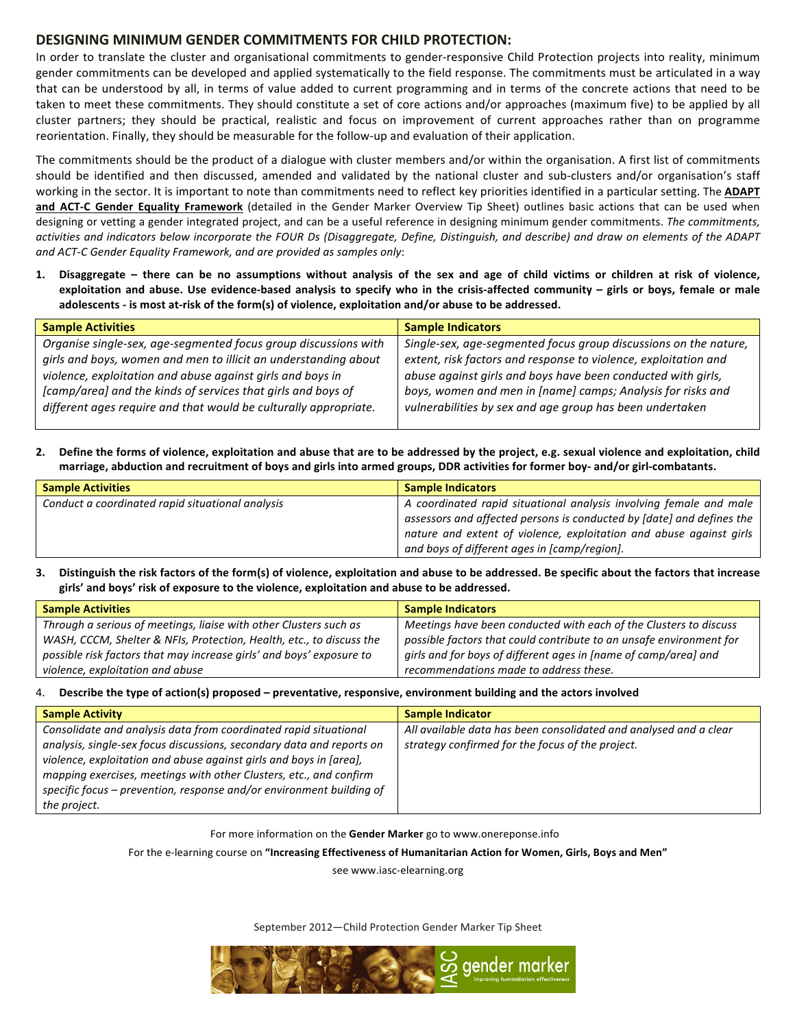## DESIGNING MINIMUM GENDER COMMITMENTS FOR CHILD PROTECTION:

In order to translate the cluster and organisational commitments to gender-responsive Child Protection projects into reality, minimum gender commitments can be developed and applied systematically to the field response. The commitments must be articulated in a way that can be understood by all, in terms of value added to current programming and in terms of the concrete actions that need to be taken to meet these commitments. They should constitute a set of core actions and/or approaches (maximum five) to be applied by all cluster partners; they should be practical, realistic and focus on improvement of current approaches rather than on programme reorientation. Finally, they should be measurable for the follow-up and evaluation of their application.

The commitments should be the product of a dialogue with cluster members and/or within the organisation. A first list of commitments should be identified and then discussed, amended and validated by the national cluster and sub-clusters and/or organisation's staff working in the sector. It is important to note than commitments need to reflect key priorities identified in a particular setting. The **ADAPT and ACT-C Gender Equality Framework** (detailed in the Gender Marker Overview Tip Sheet) outlines basic actions that can be used when designing or vetting a gender integrated project, and can be a useful reference in designing minimum gender commitments. *The commitments, activities and indicators below incorporate the FOUR Ds (Disaggregate, Define, Distinguish, and describe) and draw on elements of the ADAPT and ACT-C Gender Equality Framework, and are provided as samples only*:

1. **Disaggregate – there can be no assumptions without analysis of the sex and age of child victims or children at risk of violence, exploitation and abuse. Use evidence-based analysis to specify who in the crisis-affected community – girls or boys, female or male adolescents - is most at-risk of the form(s) of violence, exploitation and/or abuse to be addressed.**

| Sample Activities | Sample Indicators |
|---|---|
| *Organise single-sex, age-segmented focus group discussions with girls and boys, women and men to illicit an understanding about violence, exploitation and abuse against girls and boys in [camp/area] and the kinds of services that girls and boys of different ages require and that would be culturally appropriate.* | *Single-sex, age-segmented focus group discussions on the nature, extent, risk factors and response to violence, exploitation and abuse against girls and boys have been conducted with girls, boys, women and men in [name] camps; Analysis for risks and vulnerabilities by sex and age group has been undertaken* |

2. **Define the forms of violence, exploitation and abuse that are to be addressed by the project, e.g. sexual violence and exploitation, child marriage, abduction and recruitment of boys and girls into armed groups, DDR activities for former boy- and/or girl-combatants.**

| Sample Activities | Sample Indicators |
|---|---|
| *Conduct a coordinated rapid situational analysis* | *A coordinated rapid situational analysis involving female and male assessors and affected persons is conducted by [date] and defines the nature and extent of violence, exploitation and abuse against girls and boys of different ages in [camp/region].* |

3. **Distinguish the risk factors of the form(s) of violence, exploitation and abuse to be addressed. Be specific about the factors that increase girls' and boys' risk of exposure to the violence, exploitation and abuse to be addressed.**

| Sample Activities | Sample Indicators |
|---|---|
| *Through a serious of meetings, liaise with other Clusters such as WASH, CCCM, Shelter & NFIs, Protection, Health, etc., to discuss the possible risk factors that may increase girls' and boys' exposure to violence, exploitation and abuse* | *Meetings have been conducted with each of the Clusters to discuss possible factors that could contribute to an unsafe environment for girls and for boys of different ages in [name of camp/area] and recommendations made to address these.* |

4. **Describe the type of action(s) proposed – preventative, responsive, environment building and the actors involved**

| Sample Activity | Sample Indicator |
|---|---|
| *Consolidate and analysis data from coordinated rapid situational analysis, single-sex focus discussions, secondary data and reports on violence, exploitation and abuse against girls and boys in [area], mapping exercises, meetings with other Clusters, etc., and confirm specific focus – prevention, response and/or environment building of the project.* | *All available data has been consolidated and analysed and a clear strategy confirmed for the focus of the project.* |

For more information on the **Gender Marker** go to www.onereponse.info

For the e-learning course on **"Increasing Effectiveness of Humanitarian Action for Women, Girls, Boys and Men"** see www.iasc-elearning.org

September 2012—Child Protection Gender Marker Tip Sheet